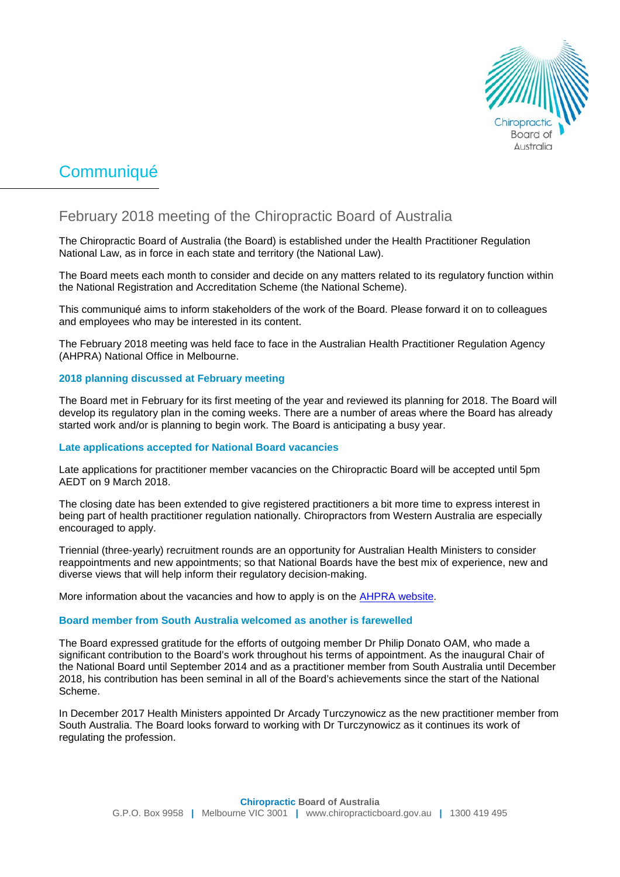# Communiqué

## February 2018 meeting of the Chiropractic Board of Australia

The Chiropractic Board of Australia (the Board) is established under the Health Practitioner Regulation National Law, as in force in each state and territory (the National Law).

The Board meets each month to consider and decide on any matters related to its regulatory function within the National Registration and Accreditation Scheme (the National Scheme).

This communiqué aims to inform stakeholders of the work of the Board. Please forward it on to colleagues and employees who may be interested in its content.

The February 2018 meeting was held face to face in the Australian Health Practitioner Regulation Agency (AHPRA) National Office in Melbourne.

### 2018 planning discussed at February meeting

The Board met in February for its first meeting of the year and reviewed its planning for 2018. The Board will develop its regulatory plan in the coming weeks. There are a number of areas where the Board has already started work and/or is planning to begin work. The Board is anticipating a busy year.

### Late applications accepted for National Board vacancies

Late applications for practitioner member vacancies on the Chiropractic Board will be accepted until 5pm AEDT on 9 March 2018.

The closing date has been extended to give registered practitioners a bit more time to express interest in being part of health practitioner regulation nationally. Chiropractors from Western Australia are especially encouraged to apply.

Triennial (three-yearly) recruitment rounds are an opportunity for Australian Health Ministers to consider reappointments and new appointments; so that National Boards have the best mix of experience, new and diverse views that will help inform their regulatory decision-making.

More information about the vacancies and how to apply is on the [AHPRA website](AHPRA website).

### Board member from South Australia welcomed as another is farewelled

The Board expressed gratitude for the efforts of outgoing member Dr Philip Donato OAM, who made a significant contribution to the Board's work throughout his terms of appointment. As the inaugural Chair of the National Board until September 2014 and as a practitioner member from South Australia until December 2018, his contribution has been seminal in all of the Board's achievements since the start of the National Scheme.

In December 2017 Health Ministers appointed Dr Arcady Turczynowicz as the new practitioner member from South Australia. The Board looks forward to working with Dr Turczynowicz as it continues its work of regulating the profession.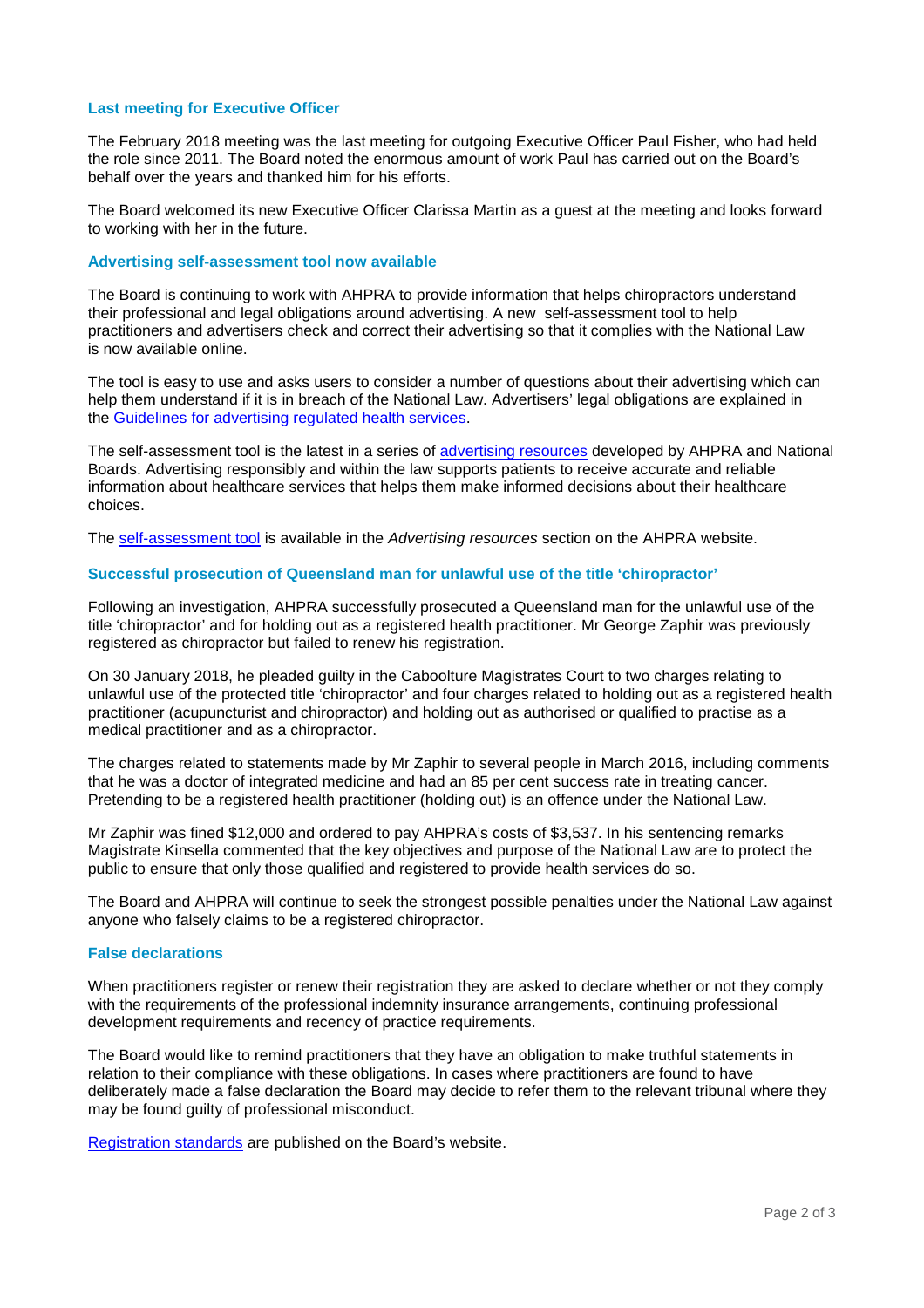### Last meeting for Executive Officer

The February 2018 meeting was the last meeting for outgoing Executive Officer Paul Fisher, who had held the role since 2011. The Board noted the enormous amount of work Paul has carried out on the Board's behalf over the years and thanked him for his efforts.

The Board welcomed its new Executive Officer Clarissa Martin as a guest at the meeting and looks forward to working with her in the future.

### Advertising self-assessment tool now available

The Board is continuing to work with AHPRA to provide information that helps chiropractors understand their professional and legal obligations around advertising. A new self-assessment tool to help practitioners and advertisers check and correct their advertising so that it complies with the National Law is now available online.

The tool is easy to use and asks users to consider a number of questions about their advertising which can help them understand if it is in breach of the National Law. Advertisers' legal obligations are explained in the Guidelines for advertising regulated health services.

The self-assessment tool is the latest in a series of advertising resources developed by AHPRA and National Boards. Advertising responsibly and within the law supports patients to receive accurate and reliable information about healthcare services that helps them make informed decisions about their healthcare choices.

The self-assessment tool is available in the *Advertising resources* section on the AHPRA website.

### Successful prosecution of Queensland man for unlawful use of the title 'chiropractor'

Following an investigation, AHPRA successfully prosecuted a Queensland man for the unlawful use of the title 'chiropractor' and for holding out as a registered health practitioner. Mr George Zaphir was previously registered as chiropractor but failed to renew his registration.

On 30 January 2018, he pleaded guilty in the Caboolture Magistrates Court to two charges relating to unlawful use of the protected title 'chiropractor' and four charges related to holding out as a registered health practitioner (acupuncturist and chiropractor) and holding out as authorised or qualified to practise as a medical practitioner and as a chiropractor.

The charges related to statements made by Mr Zaphir to several people in March 2016, including comments that he was a doctor of integrated medicine and had an 85 per cent success rate in treating cancer. Pretending to be a registered health practitioner (holding out) is an offence under the National Law.

Mr Zaphir was fined $12,000 and ordered to pay AHPRA's costs of $3,537. In his sentencing remarks Magistrate Kinsella commented that the key objectives and purpose of the National Law are to protect the public to ensure that only those qualified and registered to provide health services do so.

The Board and AHPRA will continue to seek the strongest possible penalties under the National Law against anyone who falsely claims to be a registered chiropractor.

### False declarations

When practitioners register or renew their registration they are asked to declare whether or not they comply with the requirements of the professional indemnity insurance arrangements, continuing professional development requirements and recency of practice requirements.

The Board would like to remind practitioners that they have an obligation to make truthful statements in relation to their compliance with these obligations. In cases where practitioners are found to have deliberately made a false declaration the Board may decide to refer them to the relevant tribunal where they may be found guilty of professional misconduct.

Registration standards are published on the Board's website.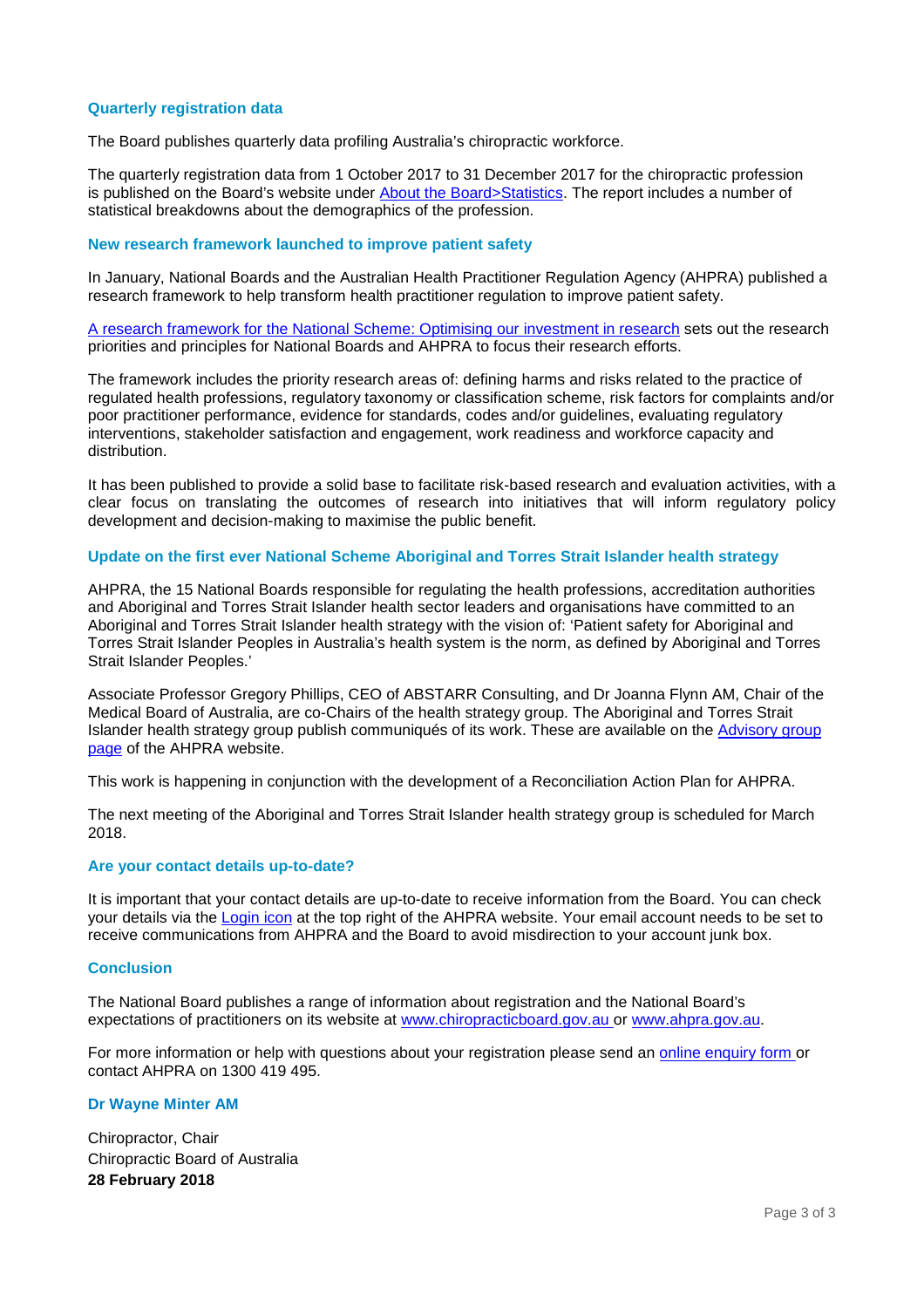## Quarterly registration data

The Board publishes quarterly data profiling Australia's chiropractic workforce.

The quarterly registration data from 1 October 2017 to 31 December 2017 for the chiropractic profession is published on the Board's website under About the Board>Statistics. The report includes a number of statistical breakdowns about the demographics of the profession.

## New research framework launched to improve patient safety

In January, National Boards and the Australian Health Practitioner Regulation Agency (AHPRA) published a research framework to help transform health practitioner regulation to improve patient safety.

A research framework for the National Scheme: Optimising our investment in research sets out the research priorities and principles for National Boards and AHPRA to focus their research efforts.

The framework includes the priority research areas of: defining harms and risks related to the practice of regulated health professions, regulatory taxonomy or classification scheme, risk factors for complaints and/or poor practitioner performance, evidence for standards, codes and/or guidelines, evaluating regulatory interventions, stakeholder satisfaction and engagement, work readiness and workforce capacity and distribution.

It has been published to provide a solid base to facilitate risk-based research and evaluation activities, with a clear focus on translating the outcomes of research into initiatives that will inform regulatory policy development and decision-making to maximise the public benefit.

## Update on the first ever National Scheme Aboriginal and Torres Strait Islander health strategy

AHPRA, the 15 National Boards responsible for regulating the health professions, accreditation authorities and Aboriginal and Torres Strait Islander health sector leaders and organisations have committed to an Aboriginal and Torres Strait Islander health strategy with the vision of: 'Patient safety for Aboriginal and Torres Strait Islander Peoples in Australia's health system is the norm, as defined by Aboriginal and Torres Strait Islander Peoples.'

Associate Professor Gregory Phillips, CEO of ABSTARR Consulting, and Dr Joanna Flynn AM, Chair of the Medical Board of Australia, are co-Chairs of the health strategy group. The Aboriginal and Torres Strait Islander health strategy group publish communiqués of its work. These are available on the Advisory group page of the AHPRA website.

This work is happening in conjunction with the development of a Reconciliation Action Plan for AHPRA.

The next meeting of the Aboriginal and Torres Strait Islander health strategy group is scheduled for March 2018.

## Are your contact details up-to-date?

It is important that your contact details are up-to-date to receive information from the Board. You can check your details via the Login icon at the top right of the AHPRA website. Your email account needs to be set to receive communications from AHPRA and the Board to avoid misdirection to your account junk box.

## Conclusion

The National Board publishes a range of information about registration and the National Board's expectations of practitioners on its website at www.chiropracticboard.gov.au or www.ahpra.gov.au.

For more information or help with questions about your registration please send an online enquiry form or contact AHPRA on 1300 419 495.

**Dr Wayne Minter AM**

Chiropractor, Chair
Chiropractic Board of Australia
**28 February 2018**